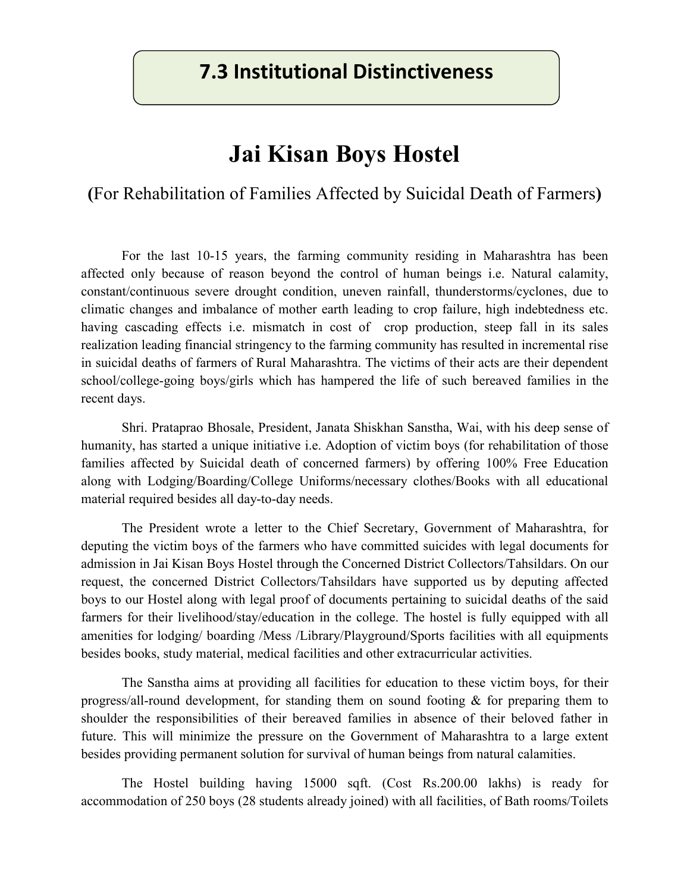# 7.3 Institutional Distinctiveness

# Jai Kisan Boys Hostel

## (For Rehabilitation of Families Affected by Suicidal Death of Farmers)

For the last 10-15 years, the farming community residing in Maharashtra has been affected only because of reason beyond the control of human beings i.e. Natural calamity, constant/continuous severe drought condition, uneven rainfall, thunderstorms/cyclones, due to climatic changes and imbalance of mother earth leading to crop failure, high indebtedness etc. having cascading effects i.e. mismatch in cost of crop production, steep fall in its sales realization leading financial stringency to the farming community has resulted in incremental rise in suicidal deaths of farmers of Rural Maharashtra. The victims of their acts are their dependent school/college-going boys/girls which has hampered the life of such bereaved families in the recent days.

Shri. Prataprao Bhosale, President, Janata Shiskhan Sanstha, Wai, with his deep sense of humanity, has started a unique initiative i.e. Adoption of victim boys (for rehabilitation of those families affected by Suicidal death of concerned farmers) by offering 100% Free Education along with Lodging/Boarding/College Uniforms/necessary clothes/Books with all educational material required besides all day-to-day needs.

The President wrote a letter to the Chief Secretary, Government of Maharashtra, for deputing the victim boys of the farmers who have committed suicides with legal documents for admission in Jai Kisan Boys Hostel through the Concerned District Collectors/Tahsildars. On our request, the concerned District Collectors/Tahsildars have supported us by deputing affected boys to our Hostel along with legal proof of documents pertaining to suicidal deaths of the said farmers for their livelihood/stay/education in the college. The hostel is fully equipped with all amenities for lodging/ boarding /Mess /Library/Playground/Sports facilities with all equipments besides books, study material, medical facilities and other extracurricular activities.

The Sanstha aims at providing all facilities for education to these victim boys, for their progress/all-round development, for standing them on sound footing & for preparing them to shoulder the responsibilities of their bereaved families in absence of their beloved father in future. This will minimize the pressure on the Government of Maharashtra to a large extent besides providing permanent solution for survival of human beings from natural calamities.

The Hostel building having 15000 sqft. (Cost Rs.200.00 lakhs) is ready for accommodation of 250 boys (28 students already joined) with all facilities, of Bath rooms/Toilets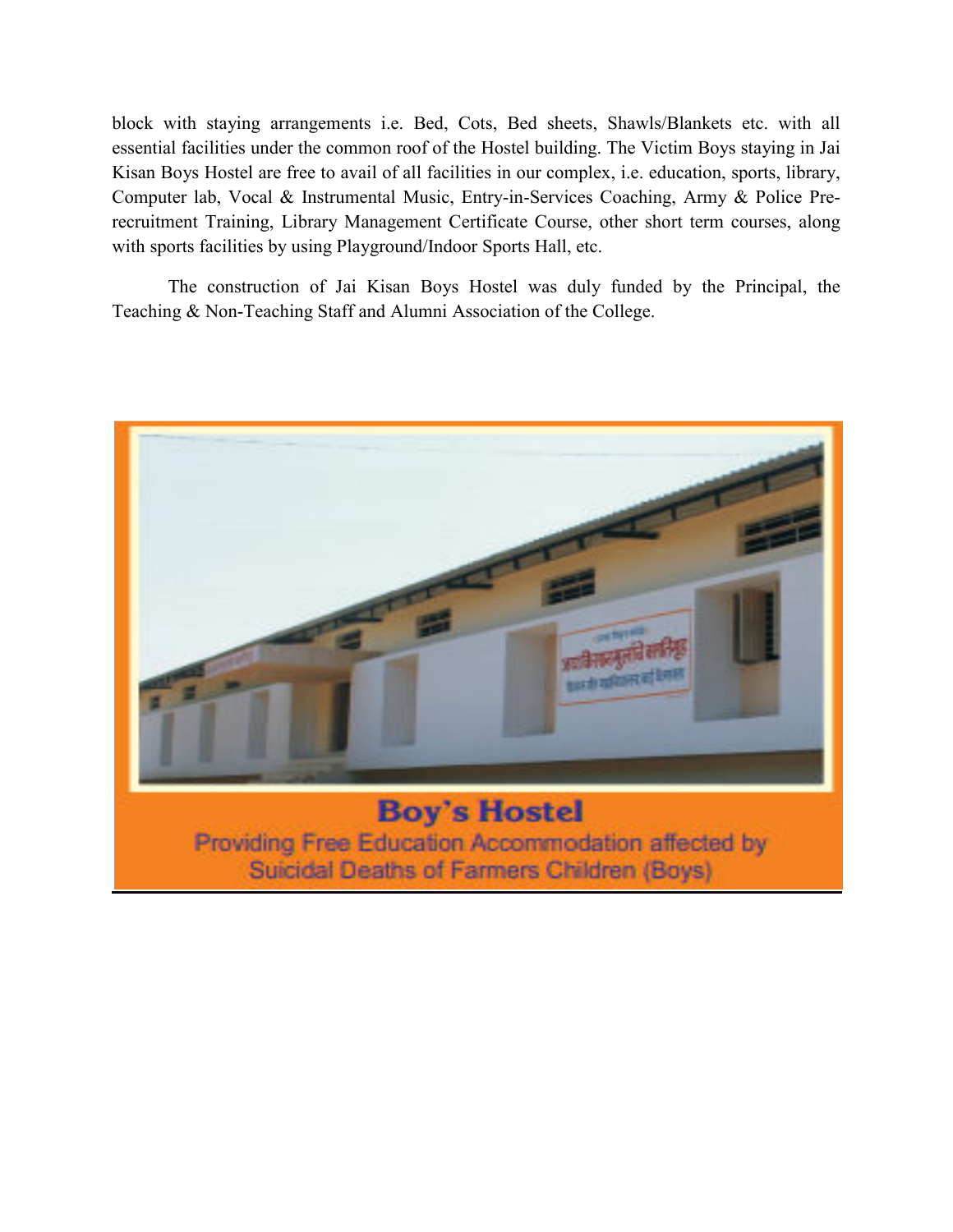block with staying arrangements i.e. Bed, Cots, Bed sheets, Shawls/Blankets etc. with all essential facilities under the common roof of the Hostel building. The Victim Boys staying in Jai Kisan Boys Hostel are free to avail of all facilities in our complex, i.e. education, sports, library, Computer lab, Vocal & Instrumental Music, Entry-in-Services Coaching, Army & Police Pre-recruitment Training, Library Management Certificate Course, other short term courses, along with sports facilities by using Playground/Indoor Sports Hall, etc.

The construction of Jai Kisan Boys Hostel was duly funded by the Principal, the Teaching & Non-Teaching Staff and Alumni Association of the College.

**Boy's Hostel**

Providing Free Education Accommodation affected by Suicidal Deaths of Farmers Children (Boys)